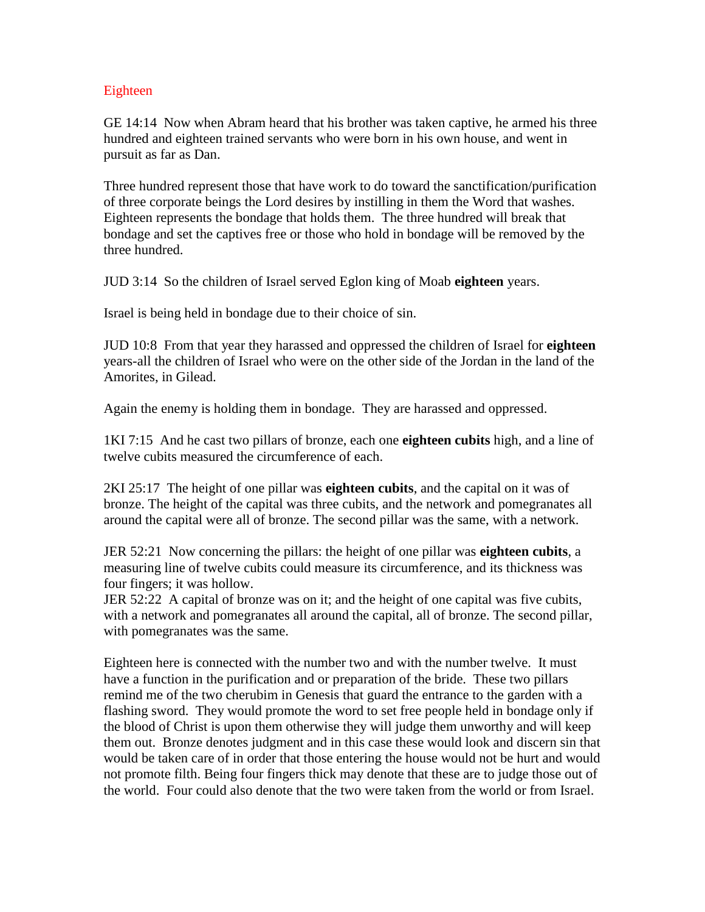# Eighteen

GE 14:14 Now when Abram heard that his brother was taken captive, he armed his three hundred and eighteen trained servants who were born in his own house, and went in pursuit as far as Dan.

Three hundred represent those that have work to do toward the sanctification/purification of three corporate beings the Lord desires by instilling in them the Word that washes. Eighteen represents the bondage that holds them. The three hundred will break that bondage and set the captives free or those who hold in bondage will be removed by the three hundred.

JUD 3:14 So the children of Israel served Eglon king of Moab **eighteen** years.

Israel is being held in bondage due to their choice of sin.

JUD 10:8 From that year they harassed and oppressed the children of Israel for **eighteen** years-all the children of Israel who were on the other side of the Jordan in the land of the Amorites, in Gilead.

Again the enemy is holding them in bondage. They are harassed and oppressed.

1KI 7:15 And he cast two pillars of bronze, each one **eighteen cubits** high, and a line of twelve cubits measured the circumference of each.

2KI 25:17 The height of one pillar was **eighteen cubits**, and the capital on it was of bronze. The height of the capital was three cubits, and the network and pomegranates all around the capital were all of bronze. The second pillar was the same, with a network.

JER 52:21 Now concerning the pillars: the height of one pillar was **eighteen cubits**, a measuring line of twelve cubits could measure its circumference, and its thickness was four fingers; it was hollow.
JER 52:22 A capital of bronze was on it; and the height of one capital was five cubits, with a network and pomegranates all around the capital, all of bronze. The second pillar, with pomegranates was the same.

Eighteen here is connected with the number two and with the number twelve. It must have a function in the purification and or preparation of the bride. These two pillars remind me of the two cherubim in Genesis that guard the entrance to the garden with a flashing sword. They would promote the word to set free people held in bondage only if the blood of Christ is upon them otherwise they will judge them unworthy and will keep them out. Bronze denotes judgment and in this case these would look and discern sin that would be taken care of in order that those entering the house would not be hurt and would not promote filth. Being four fingers thick may denote that these are to judge those out of the world. Four could also denote that the two were taken from the world or from Israel.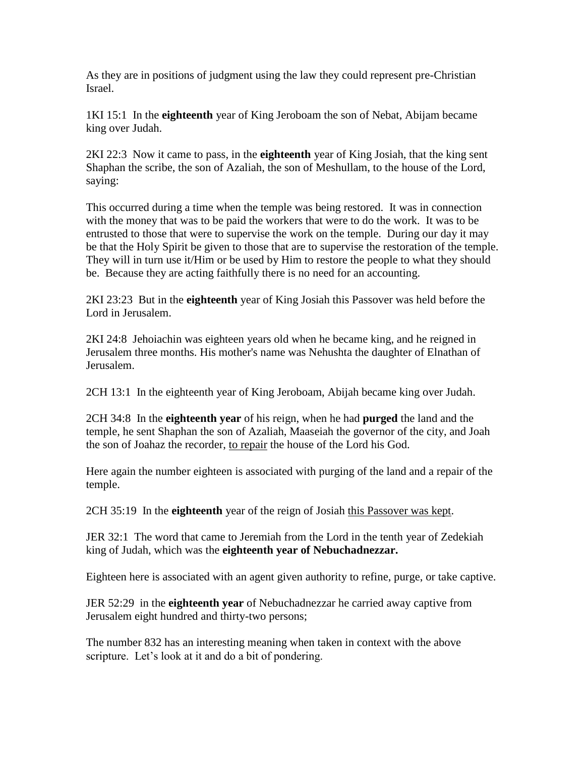As they are in positions of judgment using the law they could represent pre-Christian Israel.

1KI 15:1  In the **eighteenth** year of King Jeroboam the son of Nebat, Abijam became king over Judah.

2KI 22:3  Now it came to pass, in the **eighteenth** year of King Josiah, that the king sent Shaphan the scribe, the son of Azaliah, the son of Meshullam, to the house of the Lord, saying:

This occurred during a time when the temple was being restored.  It was in connection with the money that was to be paid the workers that were to do the work.  It was to be entrusted to those that were to supervise the work on the temple.  During our day it may be that the Holy Spirit be given to those that are to supervise the restoration of the temple.  They will in turn use it/Him or be used by Him to restore the people to what they should be.  Because they are acting faithfully there is no need for an accounting.

2KI 23:23  But in the **eighteenth** year of King Josiah this Passover was held before the Lord in Jerusalem.

2KI 24:8  Jehoiachin was eighteen years old when he became king, and he reigned in Jerusalem three months. His mother's name was Nehushta the daughter of Elnathan of Jerusalem.

2CH 13:1  In the eighteenth year of King Jeroboam, Abijah became king over Judah.

2CH 34:8  In the **eighteenth year** of his reign, when he had **purged** the land and the temple, he sent Shaphan the son of Azaliah, Maaseiah the governor of the city, and Joah the son of Joahaz the recorder, <u>to repair</u> the house of the Lord his God.

Here again the number eighteen is associated with purging of the land and a repair of the temple.

2CH 35:19  In the **eighteenth** year of the reign of Josiah <u>this Passover was kept</u>.

JER 32:1  The word that came to Jeremiah from the Lord in the tenth year of Zedekiah king of Judah, which was the **eighteenth year of Nebuchadnezzar.**

Eighteen here is associated with an agent given authority to refine, purge, or take captive.

JER 52:29  in the **eighteenth year** of Nebuchadnezzar he carried away captive from Jerusalem eight hundred and thirty-two persons;

The number 832 has an interesting meaning when taken in context with the above scripture.  Let's look at it and do a bit of pondering.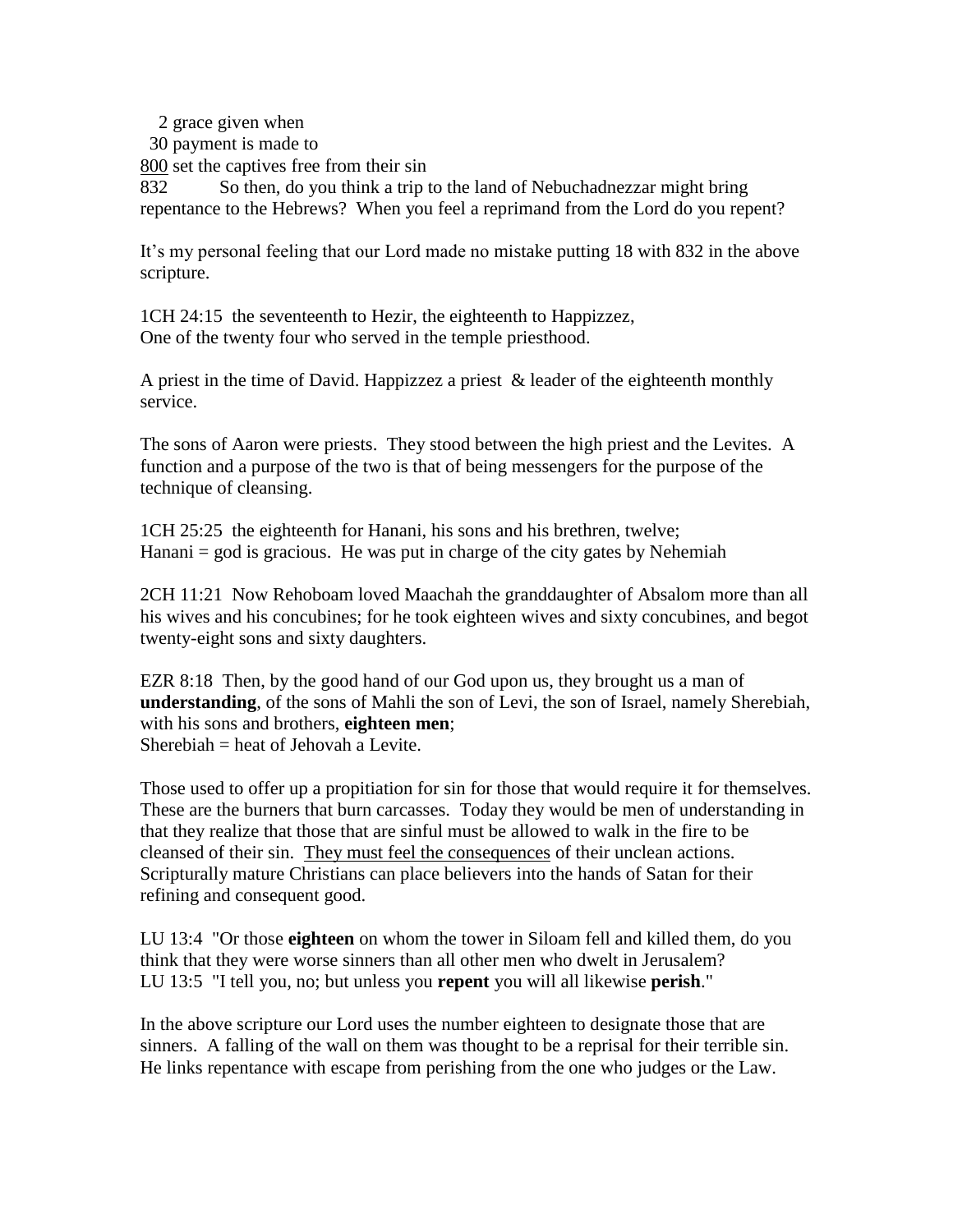2 grace given when
 30 payment is made to
<u>800</u> set the captives free from their sin
832    So then, do you think a trip to the land of Nebuchadnezzar might bring repentance to the Hebrews?  When you feel a reprimand from the Lord do you repent?

It's my personal feeling that our Lord made no mistake putting 18 with 832 in the above scripture.

1CH 24:15  the seventeenth to Hezir, the eighteenth to Happizzez,
One of the twenty four who served in the temple priesthood.

A priest in the time of David. Happizzez a priest  & leader of the eighteenth monthly service.

The sons of Aaron were priests.  They stood between the high priest and the Levites.  A function and a purpose of the two is that of being messengers for the purpose of the technique of cleansing.

1CH 25:25  the eighteenth for Hanani, his sons and his brethren, twelve;
Hanani = god is gracious.  He was put in charge of the city gates by Nehemiah

2CH 11:21  Now Rehoboam loved Maachah the granddaughter of Absalom more than all his wives and his concubines; for he took eighteen wives and sixty concubines, and begot twenty-eight sons and sixty daughters.

EZR 8:18  Then, by the good hand of our God upon us, they brought us a man of **understanding**, of the sons of Mahli the son of Levi, the son of Israel, namely Sherebiah, with his sons and brothers, **eighteen men**;
Sherebiah = heat of Jehovah a Levite.

Those used to offer up a propitiation for sin for those that would require it for themselves. These are the burners that burn carcasses.  Today they would be men of understanding in that they realize that those that are sinful must be allowed to walk in the fire to be cleansed of their sin.  <u>They must feel the consequences</u> of their unclean actions. Scripturally mature Christians can place believers into the hands of Satan for their refining and consequent good.

LU 13:4  "Or those **eighteen** on whom the tower in Siloam fell and killed them, do you think that they were worse sinners than all other men who dwelt in Jerusalem?
LU 13:5  "I tell you, no; but unless you **repent** you will all likewise **perish**."

In the above scripture our Lord uses the number eighteen to designate those that are sinners.  A falling of the wall on them was thought to be a reprisal for their terrible sin. He links repentance with escape from perishing from the one who judges or the Law.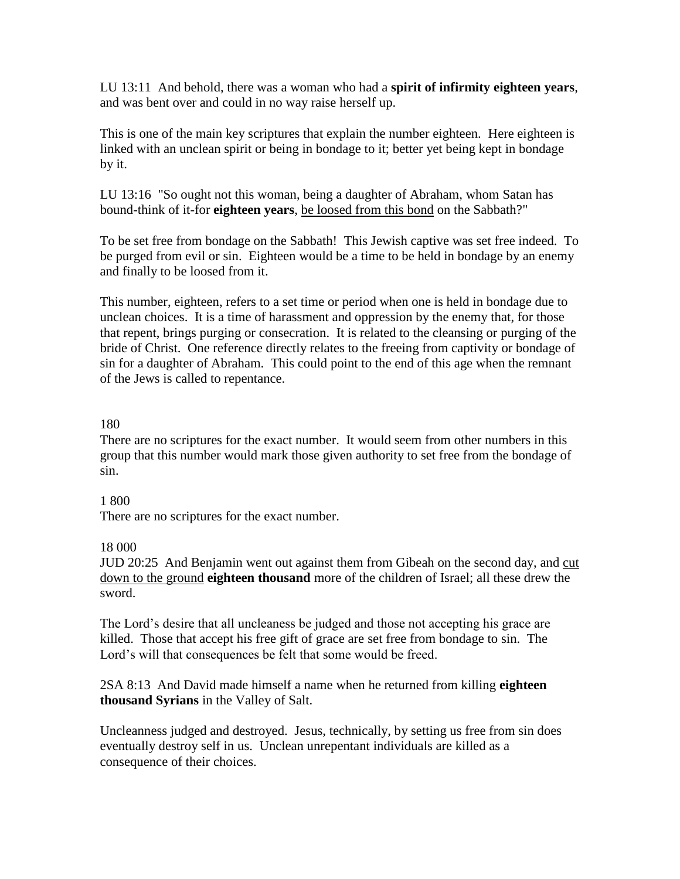LU 13:11 And behold, there was a woman who had a **spirit of infirmity eighteen years**, and was bent over and could in no way raise herself up.

This is one of the main key scriptures that explain the number eighteen. Here eighteen is linked with an unclean spirit or being in bondage to it; better yet being kept in bondage by it.

LU 13:16 "So ought not this woman, being a daughter of Abraham, whom Satan has bound-think of it-for **eighteen years**, <u>be loosed from this bond</u> on the Sabbath?"

To be set free from bondage on the Sabbath! This Jewish captive was set free indeed. To be purged from evil or sin. Eighteen would be a time to be held in bondage by an enemy and finally to be loosed from it.

This number, eighteen, refers to a set time or period when one is held in bondage due to unclean choices. It is a time of harassment and oppression by the enemy that, for those that repent, brings purging or consecration. It is related to the cleansing or purging of the bride of Christ. One reference directly relates to the freeing from captivity or bondage of sin for a daughter of Abraham. This could point to the end of this age when the remnant of the Jews is called to repentance.

180

There are no scriptures for the exact number. It would seem from other numbers in this group that this number would mark those given authority to set free from the bondage of sin.

1 800

There are no scriptures for the exact number.

18 000

JUD 20:25 And Benjamin went out against them from Gibeah on the second day, and <u>cut down to the ground</u> **eighteen thousand** more of the children of Israel; all these drew the sword.

The Lord's desire that all uncleaness be judged and those not accepting his grace are killed. Those that accept his free gift of grace are set free from bondage to sin. The Lord's will that consequences be felt that some would be freed.

2SA 8:13 And David made himself a name when he returned from killing **eighteen thousand Syrians** in the Valley of Salt.

Uncleanness judged and destroyed. Jesus, technically, by setting us free from sin does eventually destroy self in us. Unclean unrepentant individuals are killed as a consequence of their choices.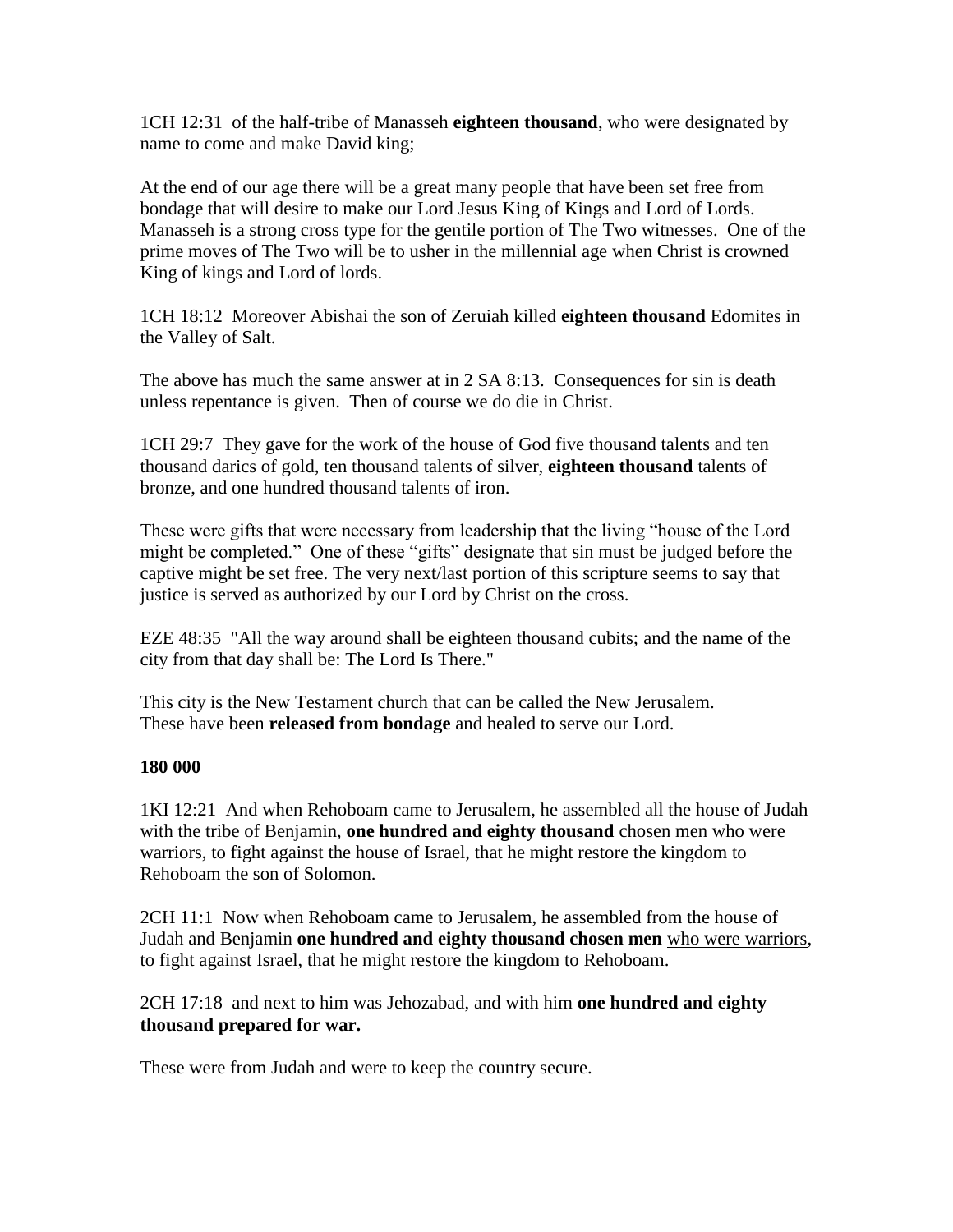1CH 12:31  of the half-tribe of Manasseh **eighteen thousand**, who were designated by name to come and make David king;

At the end of our age there will be a great many people that have been set free from bondage that will desire to make our Lord Jesus King of Kings and Lord of Lords. Manasseh is a strong cross type for the gentile portion of The Two witnesses.  One of the prime moves of The Two will be to usher in the millennial age when Christ is crowned King of kings and Lord of lords.

1CH 18:12  Moreover Abishai the son of Zeruiah killed **eighteen thousand** Edomites in the Valley of Salt.

The above has much the same answer at in 2 SA 8:13.  Consequences for sin is death unless repentance is given.  Then of course we do die in Christ.

1CH 29:7  They gave for the work of the house of God five thousand talents and ten thousand darics of gold, ten thousand talents of silver, **eighteen thousand** talents of bronze, and one hundred thousand talents of iron.

These were gifts that were necessary from leadership that the living "house of the Lord might be completed."  One of these "gifts" designate that sin must be judged before the captive might be set free. The very next/last portion of this scripture seems to say that justice is served as authorized by our Lord by Christ on the cross.

EZE 48:35  "All the way around shall be eighteen thousand cubits; and the name of the city from that day shall be: The Lord Is There."

This city is the New Testament church that can be called the New Jerusalem. These have been **released from bondage** and healed to serve our Lord.

**180 000**

1KI 12:21  And when Rehoboam came to Jerusalem, he assembled all the house of Judah with the tribe of Benjamin, **one hundred and eighty thousand** chosen men who were warriors, to fight against the house of Israel, that he might restore the kingdom to Rehoboam the son of Solomon.

2CH 11:1  Now when Rehoboam came to Jerusalem, he assembled from the house of Judah and Benjamin **one hundred and eighty thousand chosen men** who were warriors, to fight against Israel, that he might restore the kingdom to Rehoboam.

2CH 17:18  and next to him was Jehozabad, and with him **one hundred and eighty thousand prepared for war.**

These were from Judah and were to keep the country secure.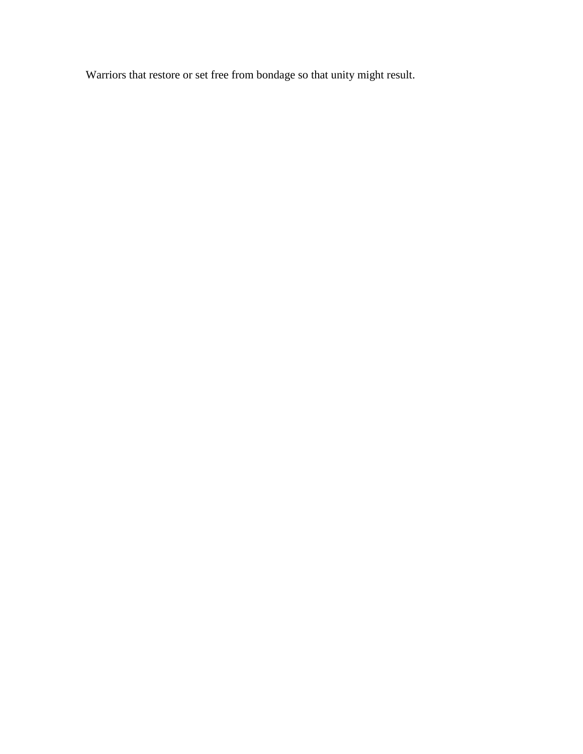Warriors that restore or set free from bondage so that unity might result.